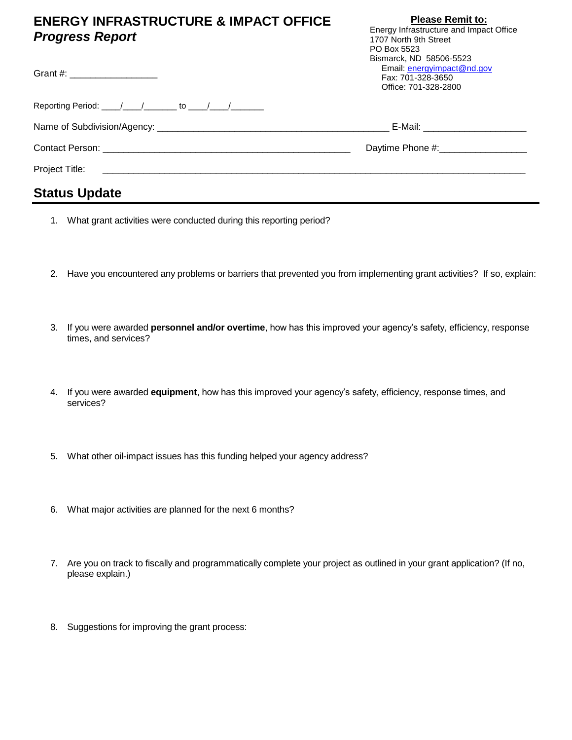# ENERGY INFRASTRUCTURE & IMPACT OFFICE

## *Progress Report*

**Please Remit to:**

Energy Infrastructure and Impact Office
1707 North 9th Street
PO Box 5523
Bismarck, ND 58506-5523
Email: energyimpact@nd.gov
Fax: 701-328-3650
Office: 701-328-2800

Grant #: _________________

Reporting Period: ____/____/_______ to ____/____/_______

Name of Subdivision/Agency: _____________________________________________ E-Mail: ____________________

Contact Person: ________________________________________________ Daytime Phone #:_________________

Project Title: ___________________________________________________________________________________

## Status Update

1. What grant activities were conducted during this reporting period?

2. Have you encountered any problems or barriers that prevented you from implementing grant activities? If so, explain:

3. If you were awarded **personnel and/or overtime**, how has this improved your agency's safety, efficiency, response times, and services?

4. If you were awarded **equipment**, how has this improved your agency's safety, efficiency, response times, and services?

5. What other oil-impact issues has this funding helped your agency address?

6. What major activities are planned for the next 6 months?

7. Are you on track to fiscally and programmatically complete your project as outlined in your grant application? (If no, please explain.)

8. Suggestions for improving the grant process: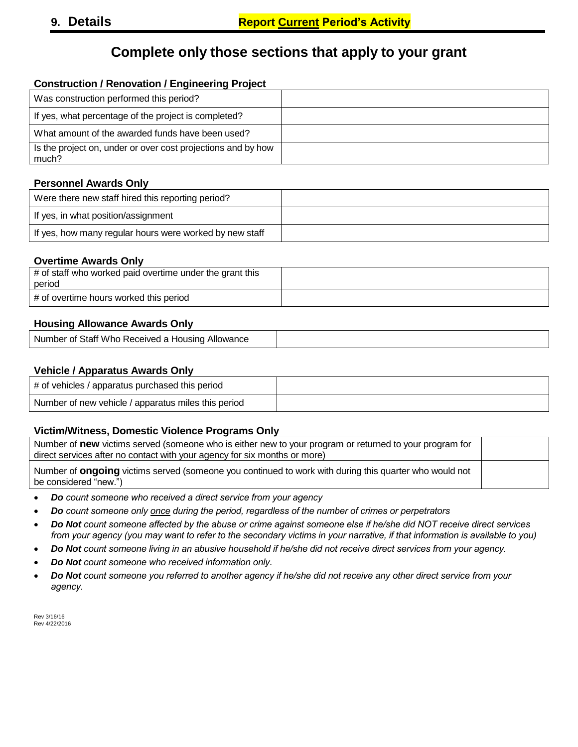## 9. Details

**Report <u>Current</u> Period's Activity**

# Complete only those sections that apply to your grant

### Construction / Renovation / Engineering Project

| | |
|---|---|
| Was construction performed this period? | |
| If yes, what percentage of the project is completed? | |
| What amount of the awarded funds have been used? | |
| Is the project on, under or over cost projections and by how much? | |

### Personnel Awards Only

| | |
|---|---|
| Were there new staff hired this reporting period? | |
| If yes, in what position/assignment | |
| If yes, how many regular hours were worked by new staff | |

### Overtime Awards Only

| | |
|---|---|
| # of staff who worked paid overtime under the grant this period | |
| # of overtime hours worked this period | |

### Housing Allowance Awards Only

| | |
|---|---|
| Number of Staff Who Received a Housing Allowance | |

### Vehicle / Apparatus Awards Only

| | |
|---|---|
| # of vehicles / apparatus purchased this period | |
| Number of new vehicle / apparatus miles this period | |

### Victim/Witness, Domestic Violence Programs Only

| | |
|---|---|
| Number of **new** victims served (someone who is either new to your program or returned to your program for direct services after no contact with your agency for six months or more) | |
| Number of **ongoing** victims served (someone you continued to work with during this quarter who would not be considered "new.") | |

- ***Do*** *count someone who received a direct service from your agency*
- ***Do*** *count someone only <u>once</u> during the period, regardless of the number of crimes or perpetrators*
- ***Do Not*** *count someone affected by the abuse or crime against someone else if he/she did NOT receive direct services from your agency (you may want to refer to the secondary victims in your narrative, if that information is available to you)*
- ***Do Not*** *count someone living in an abusive household if he/she did not receive direct services from your agency.*
- ***Do Not*** *count someone who received information only.*
- ***Do Not*** *count someone you referred to another agency if he/she did not receive any other direct service from your agency.*

Rev 3/16/16
Rev 4/22/2016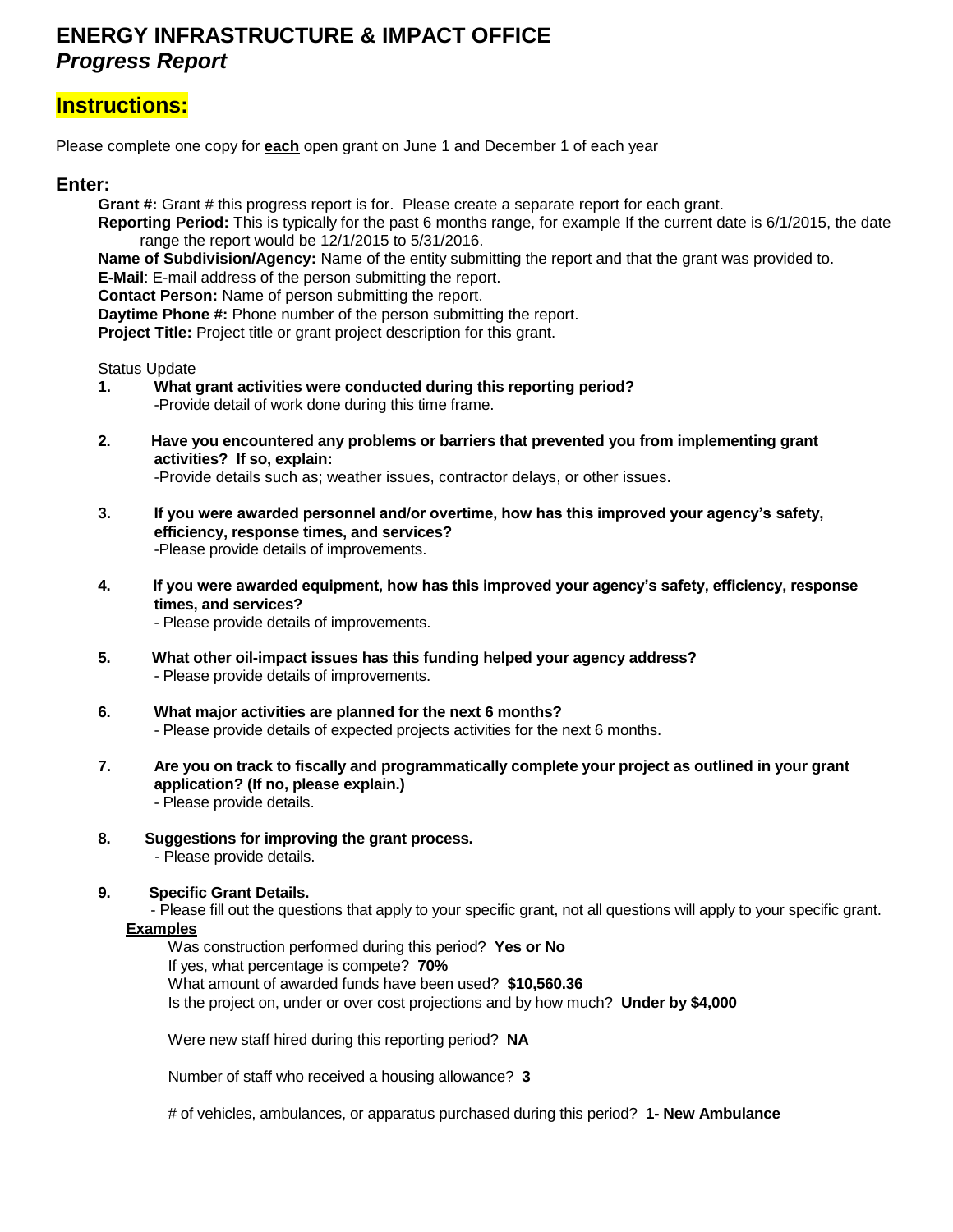# ENERGY INFRASTRUCTURE & IMPACT OFFICE
## *Progress Report*

## Instructions:

Please complete one copy for **each** open grant on June 1 and December 1 of each year

### Enter:

**Grant #:** Grant # this progress report is for. Please create a separate report for each grant.
**Reporting Period:** This is typically for the past 6 months range, for example If the current date is 6/1/2015, the date range the report would be 12/1/2015 to 5/31/2016.
**Name of Subdivision/Agency:** Name of the entity submitting the report and that the grant was provided to.
**E-Mail**: E-mail address of the person submitting the report.
**Contact Person:** Name of person submitting the report.
**Daytime Phone #:** Phone number of the person submitting the report.
**Project Title:** Project title or grant project description for this grant.

Status Update

1. **What grant activities were conducted during this reporting period?**
   -Provide detail of work done during this time frame.

2. **Have you encountered any problems or barriers that prevented you from implementing grant activities? If so, explain:**
   -Provide details such as; weather issues, contractor delays, or other issues.

3. **If you were awarded personnel and/or overtime, how has this improved your agency's safety, efficiency, response times, and services?**
   -Please provide details of improvements.

4. **If you were awarded equipment, how has this improved your agency's safety, efficiency, response times, and services?**
   - Please provide details of improvements.

5. **What other oil-impact issues has this funding helped your agency address?**
   - Please provide details of improvements.

6. **What major activities are planned for the next 6 months?**
   - Please provide details of expected projects activities for the next 6 months.

7. **Are you on track to fiscally and programmatically complete your project as outlined in your grant application? (If no, please explain.)**
   - Please provide details.

8. **Suggestions for improving the grant process.**
   - Please provide details.

9. **Specific Grant Details.**
   - Please fill out the questions that apply to your specific grant, not all questions will apply to your specific grant.

   **Examples**

   Was construction performed during this period? **Yes or No**
   If yes, what percentage is compete? **70%**
   What amount of awarded funds have been used? **$10,560.36**
   Is the project on, under or over cost projections and by how much? **Under by $4,000**

   Were new staff hired during this reporting period? **NA**

   Number of staff who received a housing allowance? **3**

   # of vehicles, ambulances, or apparatus purchased during this period? **1- New Ambulance**